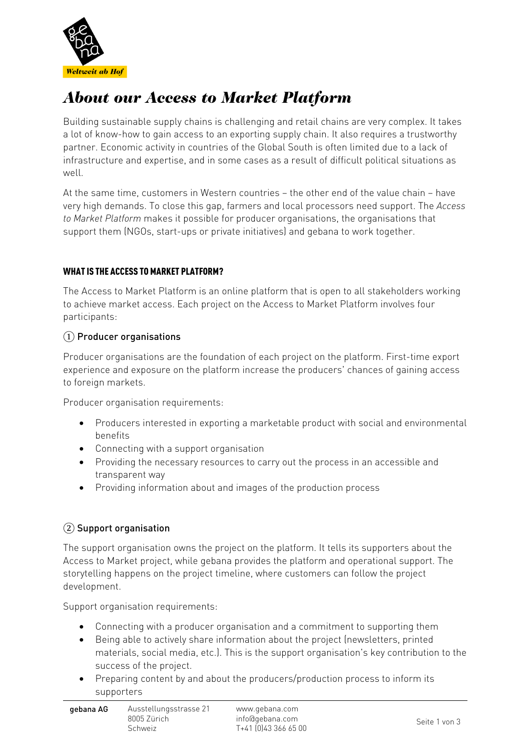# About our Access to Market Platform

Building sustainable supply chains is challenging and retail chains are very complex. It takes a lot of know-how to gain access to an exporting supply chain. It also requires a trustworthy partner. Economic activity in countries of the Global South is often limited due to a lack of infrastructure and expertise, and in some cases as a result of difficult political situations as well.

At the same time, customers in Western countries – the other end of the value chain – have very high demands. To close this gap, farmers and local processors need support. The *Access to Market Platform* makes it possible for producer organisations, the organisations that support them (NGOs, start-ups or private initiatives) and gebana to work together.

## WHAT IS THE ACCESS TO MARKET PLATFORM?

The Access to Market Platform is an online platform that is open to all stakeholders working to achieve market access. Each project on the Access to Market Platform involves four participants:

### ① Producer organisations

Producer organisations are the foundation of each project on the platform. First-time export experience and exposure on the platform increase the producers' chances of gaining access to foreign markets.

Producer organisation requirements:

- Producers interested in exporting a marketable product with social and environmental benefits
- Connecting with a support organisation
- Providing the necessary resources to carry out the process in an accessible and transparent way
- Providing information about and images of the production process

### ② Support organisation

The support organisation owns the project on the platform. It tells its supporters about the Access to Market project, while gebana provides the platform and operational support. The storytelling happens on the project timeline, where customers can follow the project development.

Support organisation requirements:

- Connecting with a producer organisation and a commitment to supporting them
- Being able to actively share information about the project (newsletters, printed materials, social media, etc.). This is the support organisation's key contribution to the success of the project.
- Preparing content by and about the producers/production process to inform its supporters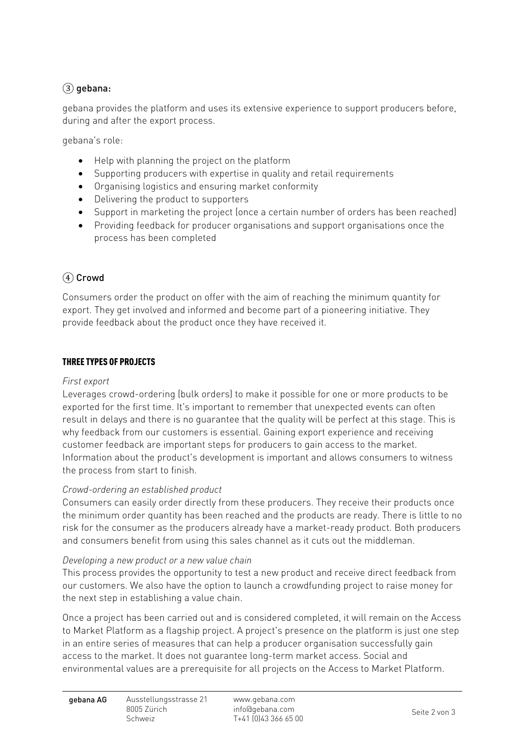### ③ gebana:

gebana provides the platform and uses its extensive experience to support producers before, during and after the export process.

gebana's role:

- Help with planning the project on the platform
- Supporting producers with expertise in quality and retail requirements
- Organising logistics and ensuring market conformity
- Delivering the product to supporters
- Support in marketing the project (once a certain number of orders has been reached)
- Providing feedback for producer organisations and support organisations once the process has been completed

### ④ Crowd

Consumers order the product on offer with the aim of reaching the minimum quantity for export. They get involved and informed and become part of a pioneering initiative. They provide feedback about the product once they have received it.

## THREE TYPES OF PROJECTS

*First export*
Leverages crowd-ordering (bulk orders) to make it possible for one or more products to be exported for the first time. It's important to remember that unexpected events can often result in delays and there is no guarantee that the quality will be perfect at this stage. This is why feedback from our customers is essential. Gaining export experience and receiving customer feedback are important steps for producers to gain access to the market. Information about the product's development is important and allows consumers to witness the process from start to finish.

*Crowd-ordering an established product*
Consumers can easily order directly from these producers. They receive their products once the minimum order quantity has been reached and the products are ready. There is little to no risk for the consumer as the producers already have a market-ready product. Both producers and consumers benefit from using this sales channel as it cuts out the middleman.

*Developing a new product or a new value chain*
This process provides the opportunity to test a new product and receive direct feedback from our customers. We also have the option to launch a crowdfunding project to raise money for the next step in establishing a value chain.

Once a project has been carried out and is considered completed, it will remain on the Access to Market Platform as a flagship project. A project's presence on the platform is just one step in an entire series of measures that can help a producer organisation successfully gain access to the market. It does not guarantee long-term market access. Social and environmental values are a prerequisite for all projects on the Access to Market Platform.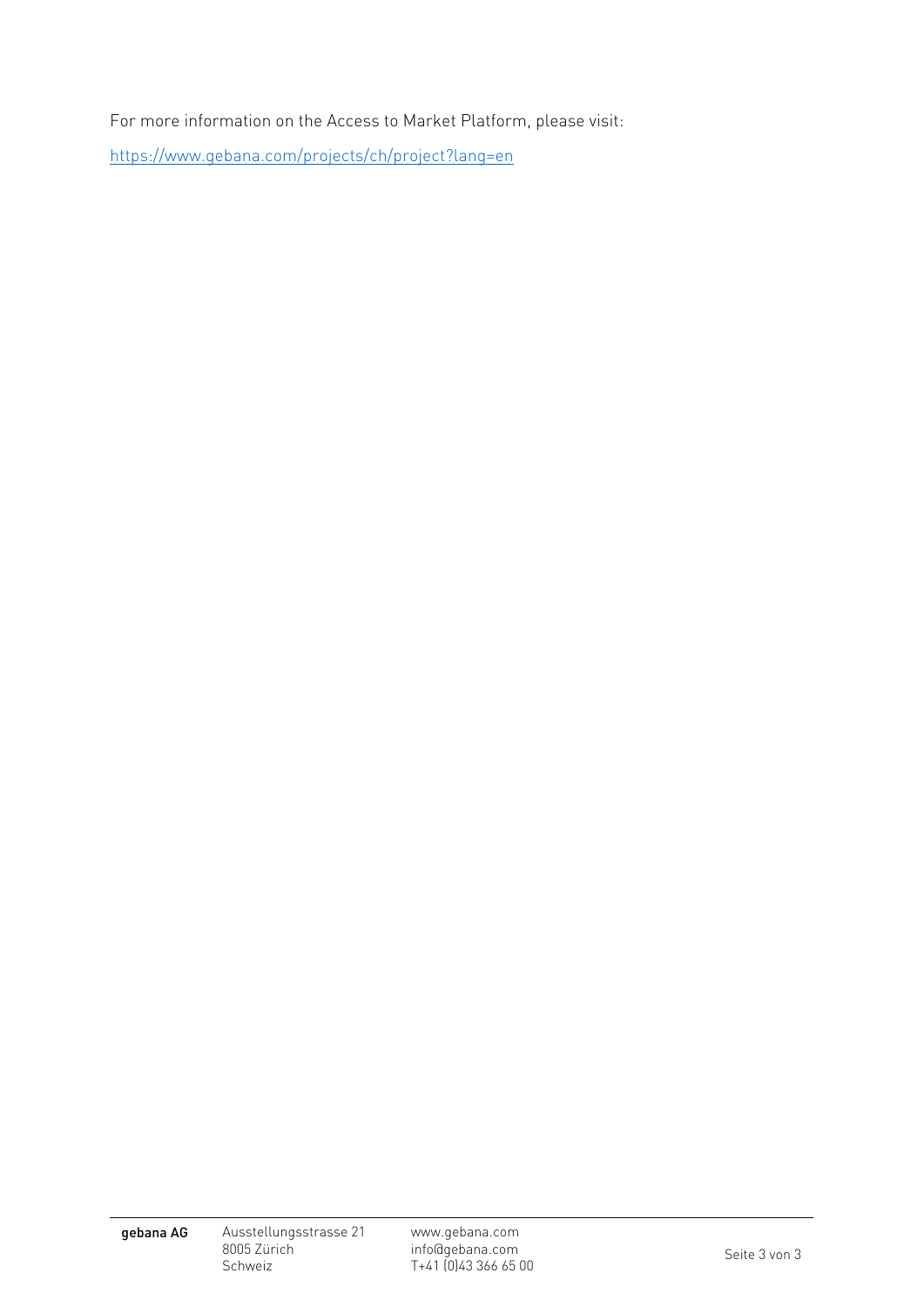For more information on the Access to Market Platform, please visit:

https://www.gebana.com/projects/ch/project?lang=en